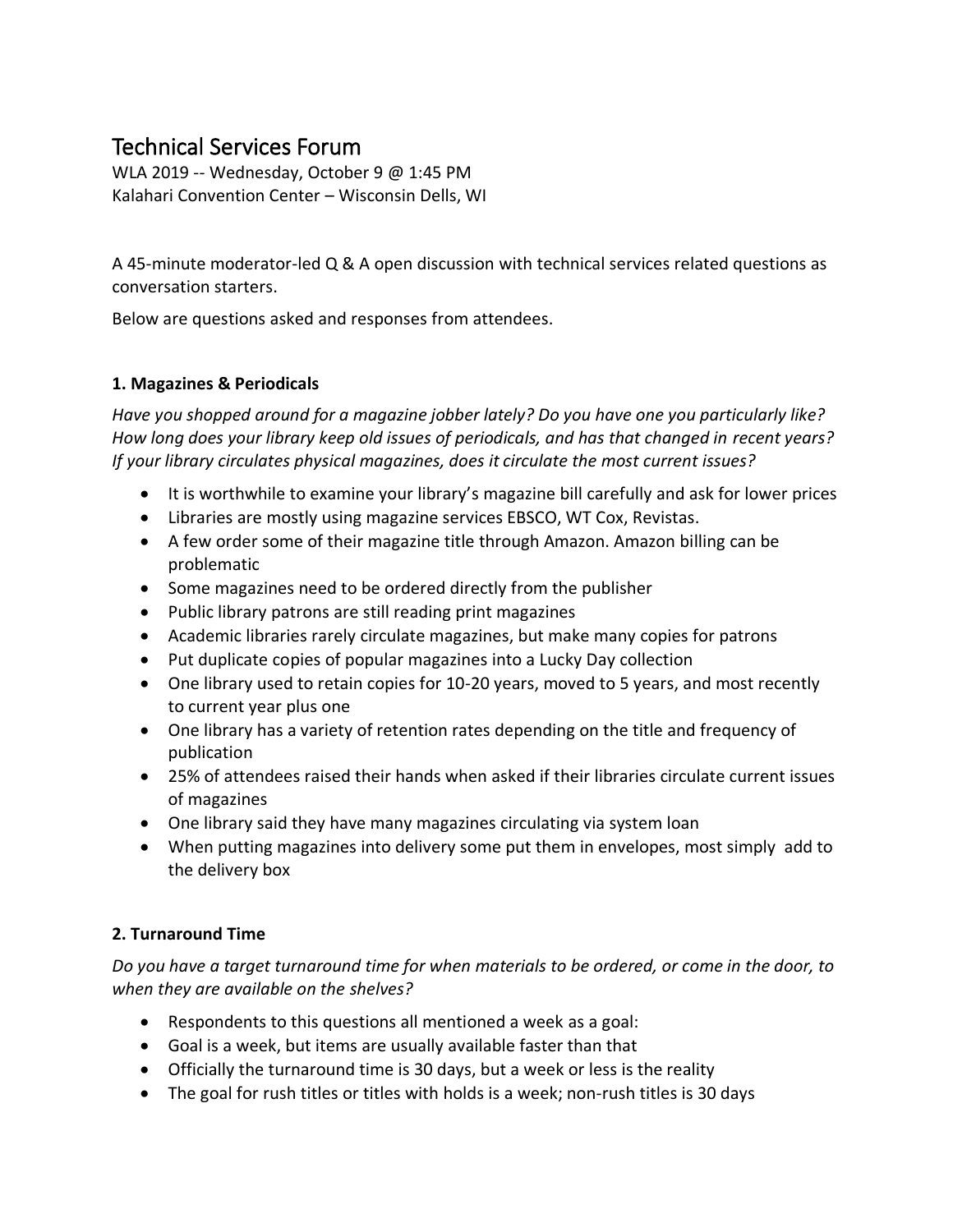# Technical Services Forum

WLA 2019 -- Wednesday, October 9 @ 1:45 PM
Kalahari Convention Center – Wisconsin Dells, WI

A 45-minute moderator-led Q & A open discussion with technical services related questions as conversation starters.

Below are questions asked and responses from attendees.

### 1. Magazines & Periodicals

*Have you shopped around for a magazine jobber lately? Do you have one you particularly like? How long does your library keep old issues of periodicals, and has that changed in recent years? If your library circulates physical magazines, does it circulate the most current issues?*

- It is worthwhile to examine your library's magazine bill carefully and ask for lower prices
- Libraries are mostly using magazine services EBSCO, WT Cox, Revistas.
- A few order some of their magazine title through Amazon. Amazon billing can be problematic
- Some magazines need to be ordered directly from the publisher
- Public library patrons are still reading print magazines
- Academic libraries rarely circulate magazines, but make many copies for patrons
- Put duplicate copies of popular magazines into a Lucky Day collection
- One library used to retain copies for 10-20 years, moved to 5 years, and most recently to current year plus one
- One library has a variety of retention rates depending on the title and frequency of publication
- 25% of attendees raised their hands when asked if their libraries circulate current issues of magazines
- One library said they have many magazines circulating via system loan
- When putting magazines into delivery some put them in envelopes, most simply add to the delivery box

### 2. Turnaround Time

*Do you have a target turnaround time for when materials to be ordered, or come in the door, to when they are available on the shelves?*

- Respondents to this questions all mentioned a week as a goal:
- Goal is a week, but items are usually available faster than that
- Officially the turnaround time is 30 days, but a week or less is the reality
- The goal for rush titles or titles with holds is a week; non-rush titles is 30 days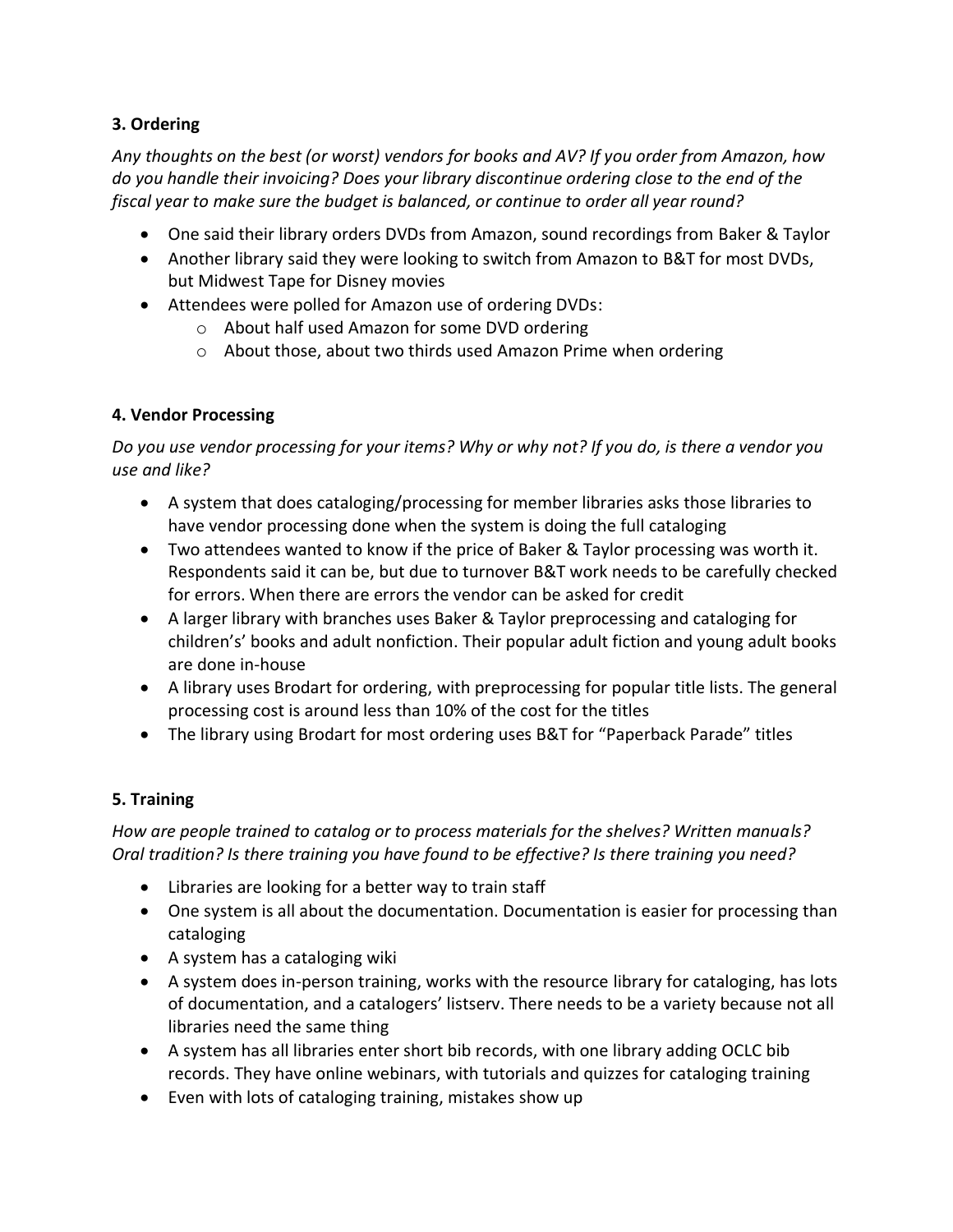### 3. Ordering

*Any thoughts on the best (or worst) vendors for books and AV? If you order from Amazon, how do you handle their invoicing? Does your library discontinue ordering close to the end of the fiscal year to make sure the budget is balanced, or continue to order all year round?*

- One said their library orders DVDs from Amazon, sound recordings from Baker & Taylor
- Another library said they were looking to switch from Amazon to B&T for most DVDs, but Midwest Tape for Disney movies
- Attendees were polled for Amazon use of ordering DVDs:
  - About half used Amazon for some DVD ordering
  - About those, about two thirds used Amazon Prime when ordering

### 4. Vendor Processing

*Do you use vendor processing for your items? Why or why not? If you do, is there a vendor you use and like?*

- A system that does cataloging/processing for member libraries asks those libraries to have vendor processing done when the system is doing the full cataloging
- Two attendees wanted to know if the price of Baker & Taylor processing was worth it. Respondents said it can be, but due to turnover B&T work needs to be carefully checked for errors. When there are errors the vendor can be asked for credit
- A larger library with branches uses Baker & Taylor preprocessing and cataloging for children's' books and adult nonfiction. Their popular adult fiction and young adult books are done in-house
- A library uses Brodart for ordering, with preprocessing for popular title lists. The general processing cost is around less than 10% of the cost for the titles
- The library using Brodart for most ordering uses B&T for "Paperback Parade" titles

### 5. Training

*How are people trained to catalog or to process materials for the shelves? Written manuals? Oral tradition? Is there training you have found to be effective? Is there training you need?*

- Libraries are looking for a better way to train staff
- One system is all about the documentation. Documentation is easier for processing than cataloging
- A system has a cataloging wiki
- A system does in-person training, works with the resource library for cataloging, has lots of documentation, and a catalogers' listserv. There needs to be a variety because not all libraries need the same thing
- A system has all libraries enter short bib records, with one library adding OCLC bib records. They have online webinars, with tutorials and quizzes for cataloging training
- Even with lots of cataloging training, mistakes show up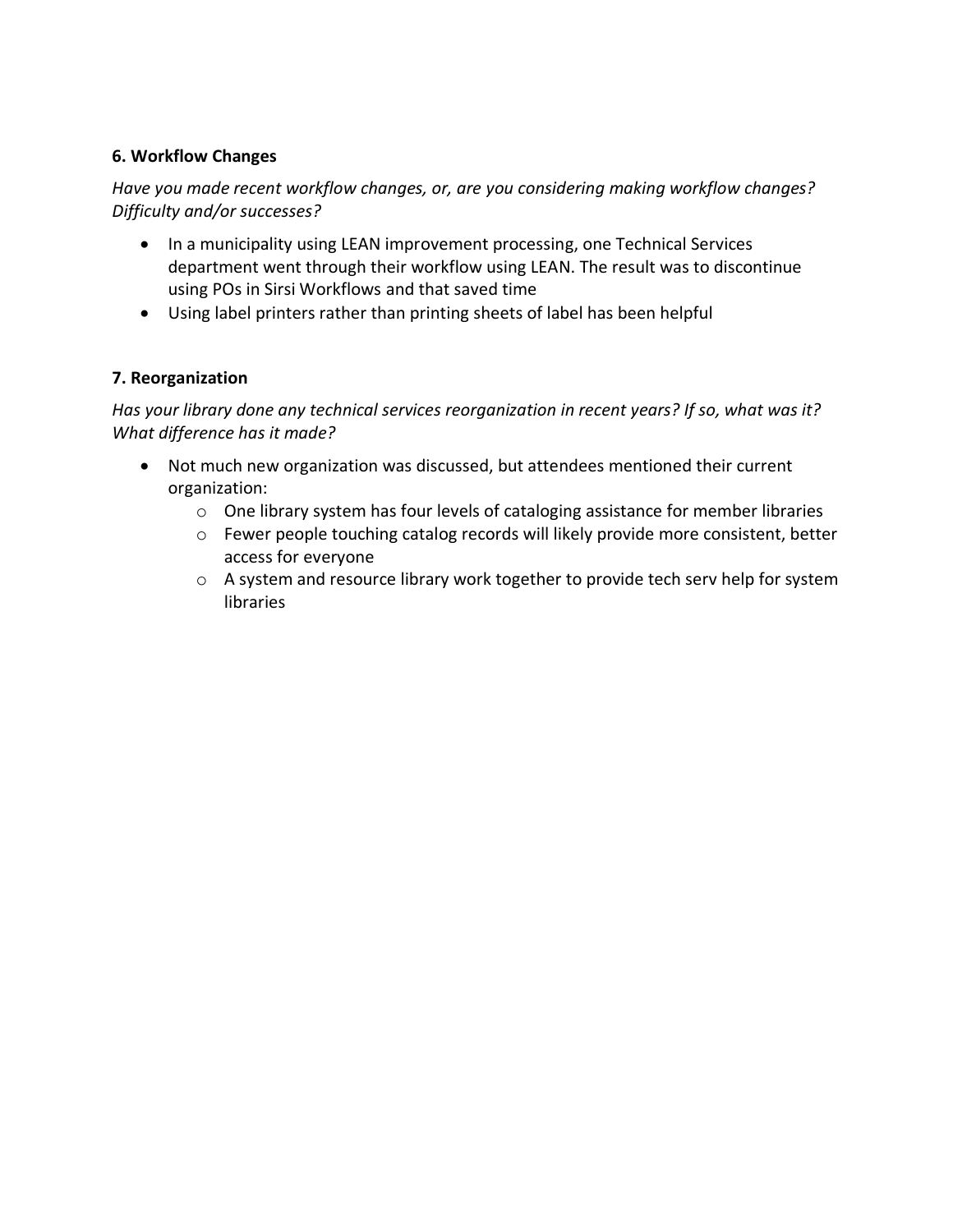**6. Workflow Changes**

*Have you made recent workflow changes, or, are you considering making workflow changes? Difficulty and/or successes?*

- In a municipality using LEAN improvement processing, one Technical Services department went through their workflow using LEAN. The result was to discontinue using POs in Sirsi Workflows and that saved time
- Using label printers rather than printing sheets of label has been helpful

**7. Reorganization**

*Has your library done any technical services reorganization in recent years? If so, what was it? What difference has it made?*

- Not much new organization was discussed, but attendees mentioned their current organization:
  - One library system has four levels of cataloging assistance for member libraries
  - Fewer people touching catalog records will likely provide more consistent, better access for everyone
  - A system and resource library work together to provide tech serv help for system libraries